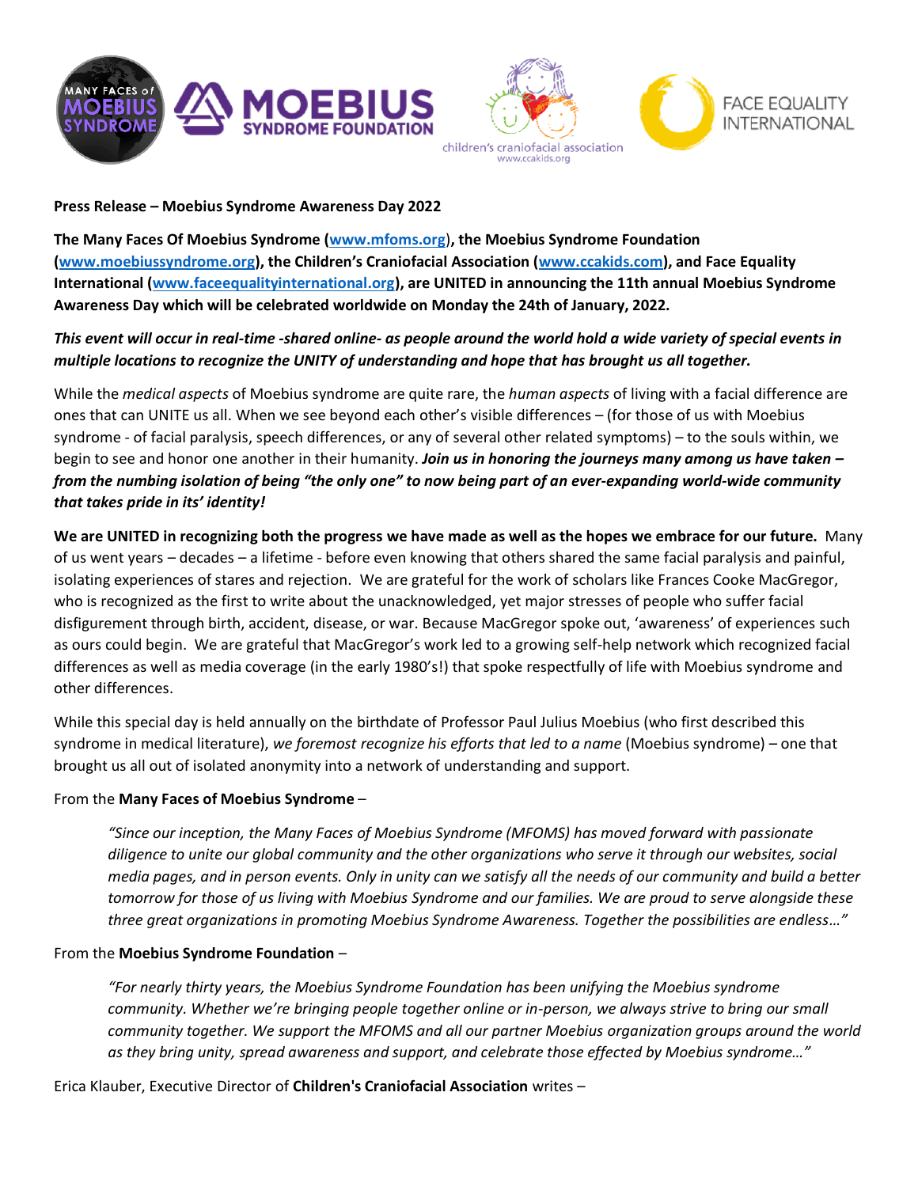**Press Release – Moebius Syndrome Awareness Day 2022**

**The Many Faces Of Moebius Syndrome (www.mfoms.org), the Moebius Syndrome Foundation (www.moebiussyndrome.org), the Children's Craniofacial Association (www.ccakids.com), and Face Equality International (www.faceequalityinternational.org), are UNITED in announcing the 11th annual Moebius Syndrome Awareness Day which will be celebrated worldwide on Monday the 24th of January, 2022.**

***This event will occur in real-time -shared online- as people around the world hold a wide variety of special events in multiple locations to recognize the UNITY of understanding and hope that has brought us all together.***

While the *medical aspects* of Moebius syndrome are quite rare, the *human aspects* of living with a facial difference are ones that can UNITE us all. When we see beyond each other's visible differences – (for those of us with Moebius syndrome - of facial paralysis, speech differences, or any of several other related symptoms) – to the souls within, we begin to see and honor one another in their humanity. ***Join us in honoring the journeys many among us have taken – from the numbing isolation of being "the only one" to now being part of an ever-expanding world-wide community that takes pride in its' identity!***

**We are UNITED in recognizing both the progress we have made as well as the hopes we embrace for our future.** Many of us went years – decades – a lifetime - before even knowing that others shared the same facial paralysis and painful, isolating experiences of stares and rejection. We are grateful for the work of scholars like Frances Cooke MacGregor, who is recognized as the first to write about the unacknowledged, yet major stresses of people who suffer facial disfigurement through birth, accident, disease, or war. Because MacGregor spoke out, 'awareness' of experiences such as ours could begin. We are grateful that MacGregor's work led to a growing self-help network which recognized facial differences as well as media coverage (in the early 1980's!) that spoke respectfully of life with Moebius syndrome and other differences.

While this special day is held annually on the birthdate of Professor Paul Julius Moebius (who first described this syndrome in medical literature), *we foremost recognize his efforts that led to a name* (Moebius syndrome) – one that brought us all out of isolated anonymity into a network of understanding and support.

From the **Many Faces of Moebius Syndrome** –

> *"Since our inception, the Many Faces of Moebius Syndrome (MFOMS) has moved forward with passionate diligence to unite our global community and the other organizations who serve it through our websites, social media pages, and in person events. Only in unity can we satisfy all the needs of our community and build a better tomorrow for those of us living with Moebius Syndrome and our families. We are proud to serve alongside these three great organizations in promoting Moebius Syndrome Awareness. Together the possibilities are endless…"*

From the **Moebius Syndrome Foundation** –

> *"For nearly thirty years, the Moebius Syndrome Foundation has been unifying the Moebius syndrome community. Whether we're bringing people together online or in-person, we always strive to bring our small community together. We support the MFOMS and all our partner Moebius organization groups around the world as they bring unity, spread awareness and support, and celebrate those effected by Moebius syndrome…"*

Erica Klauber, Executive Director of **Children's Craniofacial Association** writes –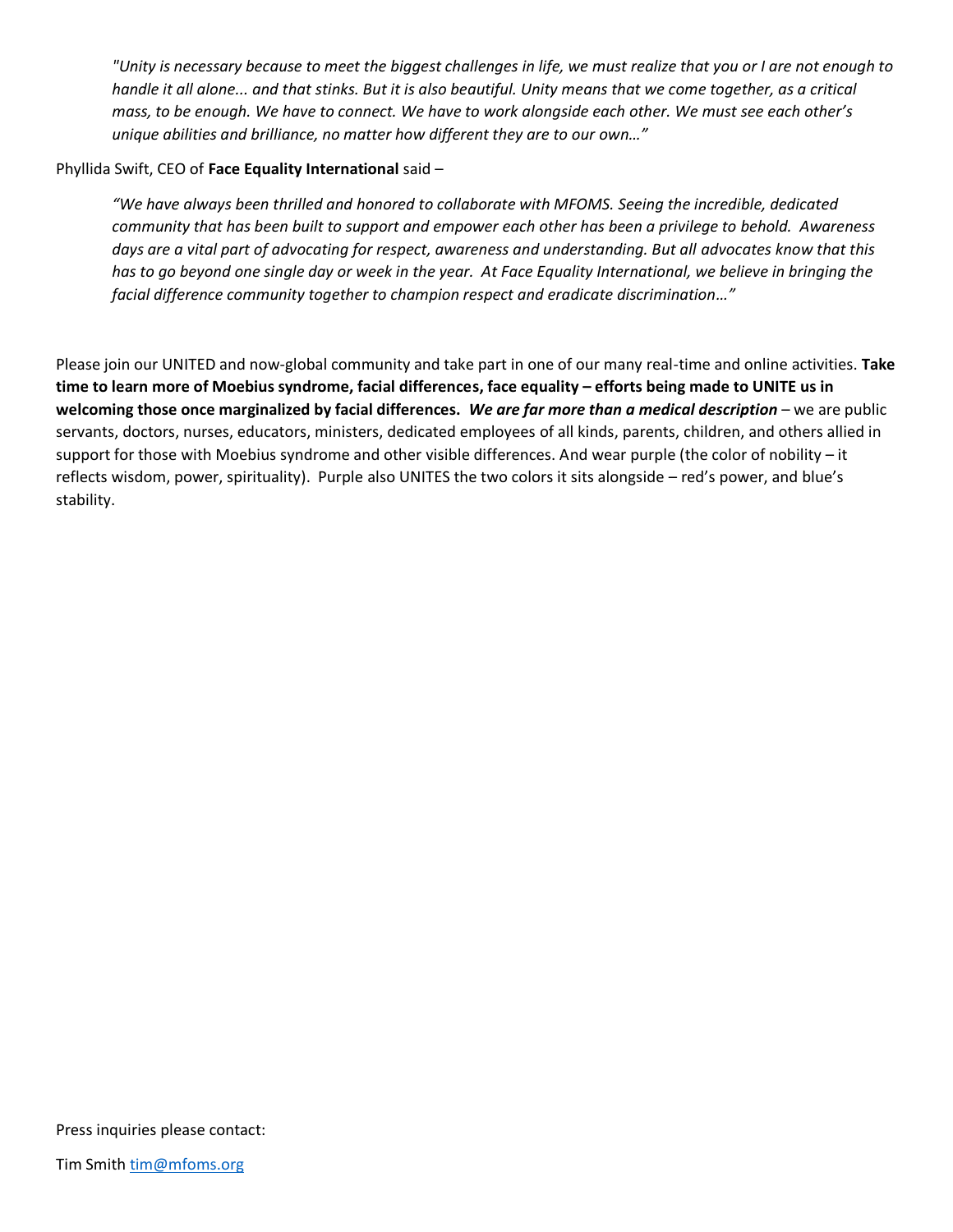*"Unity is necessary because to meet the biggest challenges in life, we must realize that you or I are not enough to handle it all alone... and that stinks. But it is also beautiful. Unity means that we come together, as a critical mass, to be enough. We have to connect. We have to work alongside each other. We must see each other's unique abilities and brilliance, no matter how different they are to our own…"*

Phyllida Swift, CEO of **Face Equality International** said –

> *"We have always been thrilled and honored to collaborate with MFOMS. Seeing the incredible, dedicated community that has been built to support and empower each other has been a privilege to behold. Awareness days are a vital part of advocating for respect, awareness and understanding. But all advocates know that this has to go beyond one single day or week in the year. At Face Equality International, we believe in bringing the facial difference community together to champion respect and eradicate discrimination…"*

Please join our UNITED and now-global community and take part in one of our many real-time and online activities. **Take time to learn more of Moebius syndrome, facial differences, face equality – efforts being made to UNITE us in welcoming those once marginalized by facial differences.** ***We are far more than a medical description*** – we are public servants, doctors, nurses, educators, ministers, dedicated employees of all kinds, parents, children, and others allied in support for those with Moebius syndrome and other visible differences. And wear purple (the color of nobility – it reflects wisdom, power, spirituality). Purple also UNITES the two colors it sits alongside – red's power, and blue's stability.

Press inquiries please contact:

Tim Smith tim@mfoms.org